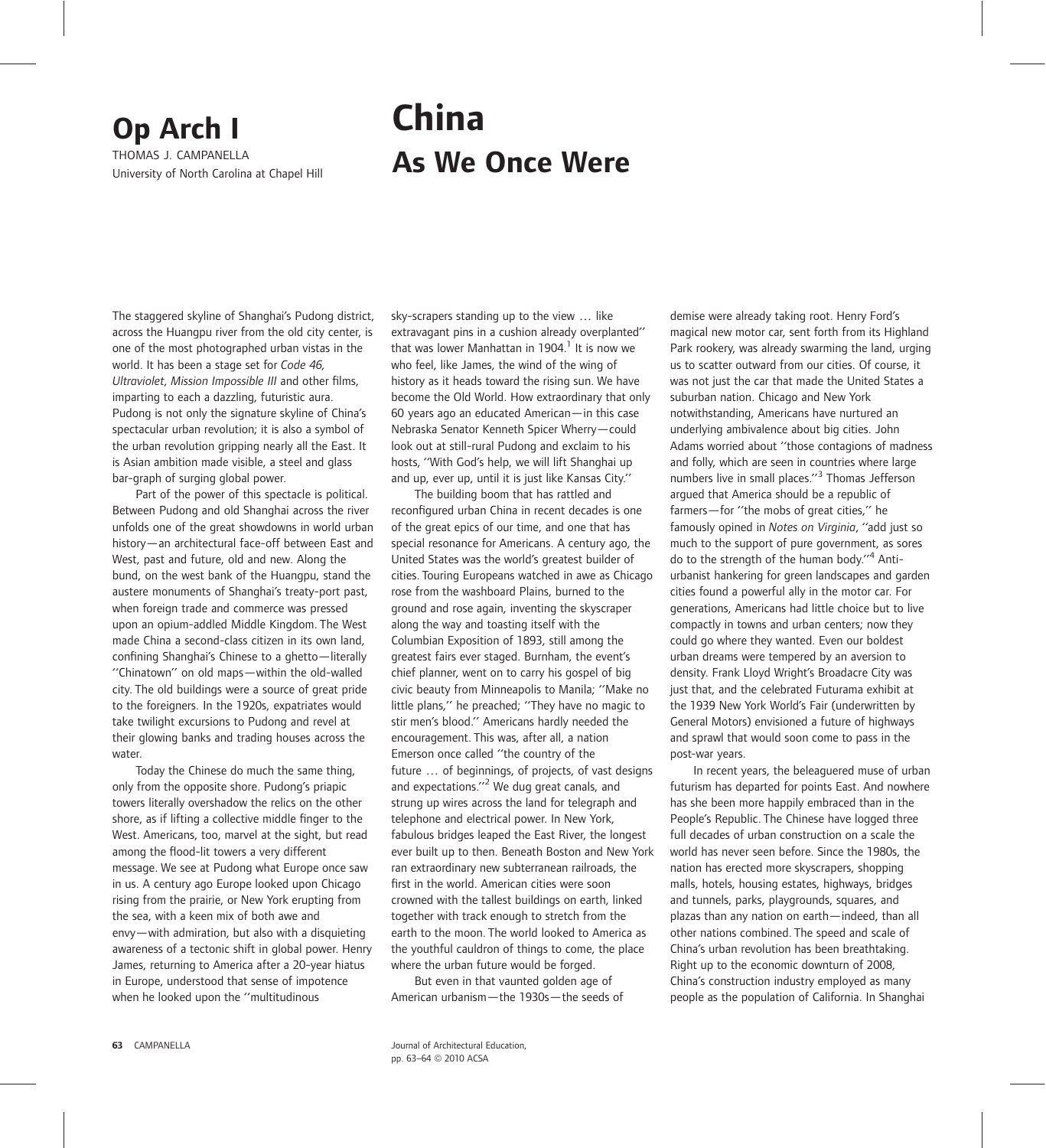# Op Arch I

THOMAS J. CAMPANELLA
University of North Carolina at Chapel Hill

# China
## As We Once Were

The staggered skyline of Shanghai's Pudong district, across the Huangpu river from the old city center, is one of the most photographed urban vistas in the world. It has been a stage set for *Code 46, Ultraviolet*, *Mission Impossible III* and other films, imparting to each a dazzling, futuristic aura. Pudong is not only the signature skyline of China's spectacular urban revolution; it is also a symbol of the urban revolution gripping nearly all the East. It is Asian ambition made visible, a steel and glass bar-graph of surging global power.

Part of the power of this spectacle is political. Between Pudong and old Shanghai across the river unfolds one of the great showdowns in world urban history—an architectural face-off between East and West, past and future, old and new. Along the bund, on the west bank of the Huangpu, stand the austere monuments of Shanghai's treaty-port past, when foreign trade and commerce was pressed upon an opium-addled Middle Kingdom. The West made China a second-class citizen in its own land, confining Shanghai's Chinese to a ghetto—literally ''Chinatown'' on old maps—within the old-walled city. The old buildings were a source of great pride to the foreigners. In the 1920s, expatriates would take twilight excursions to Pudong and revel at their glowing banks and trading houses across the water.

Today the Chinese do much the same thing, only from the opposite shore. Pudong's priapic towers literally overshadow the relics on the other shore, as if lifting a collective middle finger to the West. Americans, too, marvel at the sight, but read among the flood-lit towers a very different message. We see at Pudong what Europe once saw in us. A century ago Europe looked upon Chicago rising from the prairie, or New York erupting from the sea, with a keen mix of both awe and envy—with admiration, but also with a disquieting awareness of a tectonic shift in global power. Henry James, returning to America after a 20-year hiatus in Europe, understood that sense of impotence when he looked upon the ''multitudinous sky-scrapers standing up to the view … like extravagant pins in a cushion already overplanted'' that was lower Manhattan in 1904.[1] It is now we who feel, like James, the wind of the wing of history as it heads toward the rising sun. We have become the Old World. How extraordinary that only 60 years ago an educated American—in this case Nebraska Senator Kenneth Spicer Wherry—could look out at still-rural Pudong and exclaim to his hosts, ''With God's help, we will lift Shanghai up and up, ever up, until it is just like Kansas City.''

The building boom that has rattled and reconfigured urban China in recent decades is one of the great epics of our time, and one that has special resonance for Americans. A century ago, the United States was the world's greatest builder of cities. Touring Europeans watched in awe as Chicago rose from the washboard Plains, burned to the ground and rose again, inventing the skyscraper along the way and toasting itself with the Columbian Exposition of 1893, still among the greatest fairs ever staged. Burnham, the event's chief planner, went on to carry his gospel of big civic beauty from Minneapolis to Manila; ''Make no little plans,'' he preached; ''They have no magic to stir men's blood.'' Americans hardly needed the encouragement. This was, after all, a nation Emerson once called ''the country of the future … of beginnings, of projects, of vast designs and expectations.''[2] We dug great canals, and strung up wires across the land for telegraph and telephone and electrical power. In New York, fabulous bridges leaped the East River, the longest ever built up to then. Beneath Boston and New York ran extraordinary new subterranean railroads, the first in the world. American cities were soon crowned with the tallest buildings on earth, linked together with track enough to stretch from the earth to the moon. The world looked to America as the youthful cauldron of things to come, the place where the urban future would be forged.

But even in that vaunted golden age of American urbanism—the 1930s—the seeds of demise were already taking root. Henry Ford's magical new motor car, sent forth from its Highland Park rookery, was already swarming the land, urging us to scatter outward from our cities. Of course, it was not just the car that made the United States a suburban nation. Chicago and New York notwithstanding, Americans have nurtured an underlying ambivalence about big cities. John Adams worried about ''those contagions of madness and folly, which are seen in countries where large numbers live in small places.''[3] Thomas Jefferson argued that America should be a republic of farmers—for ''the mobs of great cities,'' he famously opined in *Notes on Virginia*, ''add just so much to the support of pure government, as sores do to the strength of the human body.''[4] Anti-urbanist hankering for green landscapes and garden cities found a powerful ally in the motor car. For generations, Americans had little choice but to live compactly in towns and urban centers; now they could go where they wanted. Even our boldest urban dreams were tempered by an aversion to density. Frank Lloyd Wright's Broadacre City was just that, and the celebrated Futurama exhibit at the 1939 New York World's Fair (underwritten by General Motors) envisioned a future of highways and sprawl that would soon come to pass in the post-war years.

In recent years, the beleaguered muse of urban futurism has departed for points East. And nowhere has she been more happily embraced than in the People's Republic. The Chinese have logged three full decades of urban construction on a scale the world has never seen before. Since the 1980s, the nation has erected more skyscrapers, shopping malls, hotels, housing estates, highways, bridges and tunnels, parks, playgrounds, squares, and plazas than any nation on earth—indeed, than all other nations combined. The speed and scale of China's urban revolution has been breathtaking. Right up to the economic downturn of 2008, China's construction industry employed as many people as the population of California. In Shanghai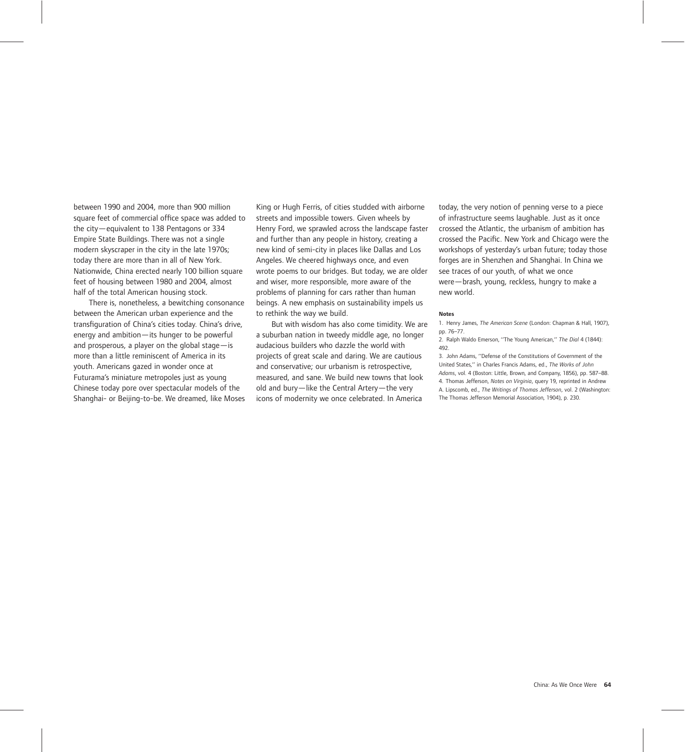between 1990 and 2004, more than 900 million square feet of commercial office space was added to the city—equivalent to 138 Pentagons or 334 Empire State Buildings. There was not a single modern skyscraper in the city in the late 1970s; today there are more than in all of New York. Nationwide, China erected nearly 100 billion square feet of housing between 1980 and 2004, almost half of the total American housing stock.

There is, nonetheless, a bewitching consonance between the American urban experience and the transfiguration of China's cities today. China's drive, energy and ambition—its hunger to be powerful and prosperous, a player on the global stage—is more than a little reminiscent of America in its youth. Americans gazed in wonder once at Futurama's miniature metropoles just as young Chinese today pore over spectacular models of the Shanghai- or Beijing-to-be. We dreamed, like Moses King or Hugh Ferris, of cities studded with airborne streets and impossible towers. Given wheels by Henry Ford, we sprawled across the landscape faster and further than any people in history, creating a new kind of semi-city in places like Dallas and Los Angeles. We cheered highways once, and even wrote poems to our bridges. But today, we are older and wiser, more responsible, more aware of the problems of planning for cars rather than human beings. A new emphasis on sustainability impels us to rethink the way we build.

But with wisdom has also come timidity. We are a suburban nation in tweedy middle age, no longer audacious builders who dazzle the world with projects of great scale and daring. We are cautious and conservative; our urbanism is retrospective, measured, and sane. We build new towns that look old and bury—like the Central Artery—the very icons of modernity we once celebrated. In America today, the very notion of penning verse to a piece of infrastructure seems laughable. Just as it once crossed the Atlantic, the urbanism of ambition has crossed the Pacific. New York and Chicago were the workshops of yesterday's urban future; today those forges are in Shenzhen and Shanghai. In China we see traces of our youth, of what we once were—brash, young, reckless, hungry to make a new world.

**Notes**

1. Henry James, *The American Scene* (London: Chapman & Hall, 1907), pp. 76–77.
2. Ralph Waldo Emerson, "The Young American," *The Dial* 4 (1844): 492.
3. John Adams, "Defense of the Constitutions of Government of the United States," in Charles Francis Adams, ed., *The Works of John Adams*, vol. 4 (Boston: Little, Brown, and Company, 1856), pp. 587–88.
4. Thomas Jefferson, *Notes on Virginia*, query 19, reprinted in Andrew A. Lipscomb, ed., *The Writings of Thomas Jefferson*, vol. 2 (Washington: The Thomas Jefferson Memorial Association, 1904), p. 230.